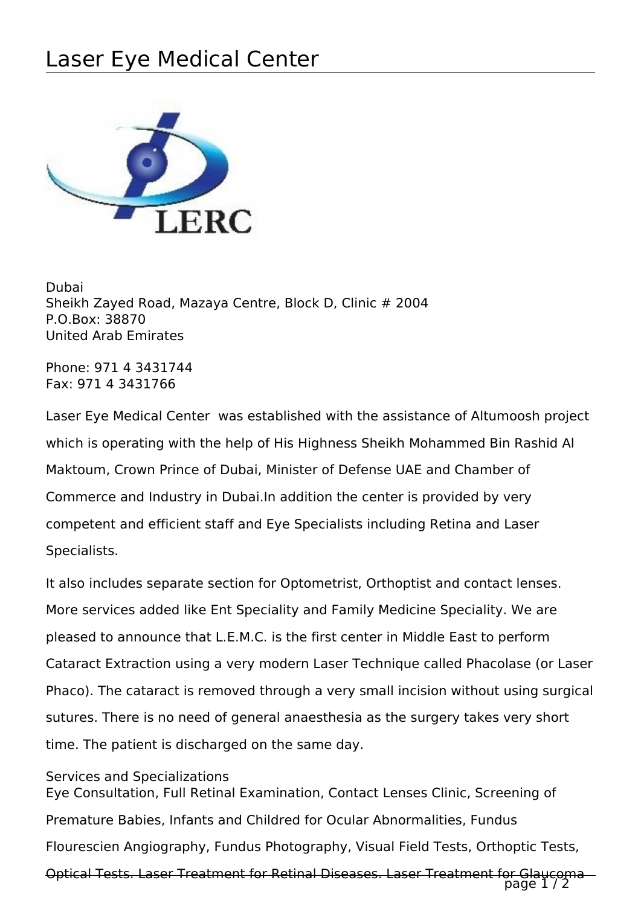# Laser Eye Medical Center

Dubai
Sheikh Zayed Road, Mazaya Centre, Block D, Clinic # 2004
P.O.Box: 38870
United Arab Emirates

Phone: 971 4 3431744
Fax: 971 4 3431766

Laser Eye Medical Center was established with the assistance of Altumoosh project which is operating with the help of His Highness Sheikh Mohammed Bin Rashid Al Maktoum, Crown Prince of Dubai, Minister of Defense UAE and Chamber of Commerce and Industry in Dubai.In addition the center is provided by very competent and efficient staff and Eye Specialists including Retina and Laser Specialists.

It also includes separate section for Optometrist, Orthoptist and contact lenses. More services added like Ent Speciality and Family Medicine Speciality. We are pleased to announce that L.E.M.C. is the first center in Middle East to perform Cataract Extraction using a very modern Laser Technique called Phacolase (or Laser Phaco). The cataract is removed through a very small incision without using surgical sutures. There is no need of general anaesthesia as the surgery takes very short time. The patient is discharged on the same day.

Services and Specializations
Eye Consultation, Full Retinal Examination, Contact Lenses Clinic, Screening of Premature Babies, Infants and Childred for Ocular Abnormalities, Fundus Flourescien Angiography, Fundus Photography, Visual Field Tests, Orthoptic Tests, Optical Tests. Laser Treatment for Retinal Diseases. Laser Treatment for Glaucoma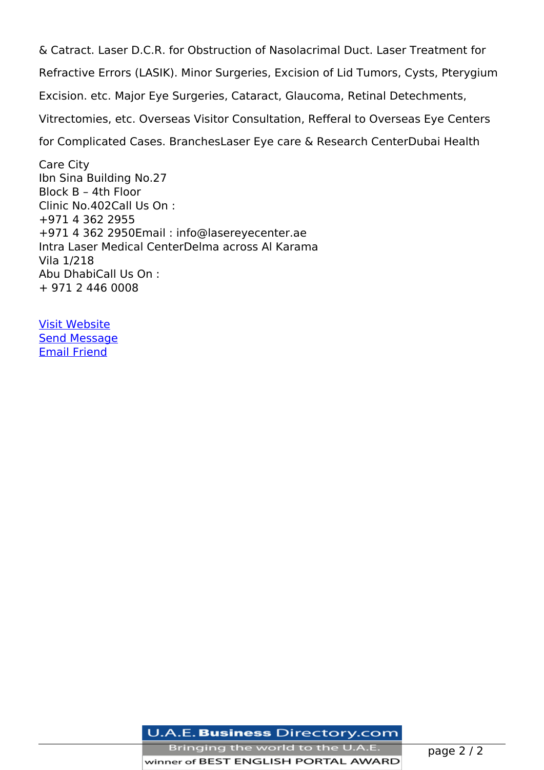& Catract. Laser D.C.R. for Obstruction of Nasolacrimal Duct. Laser Treatment for Refractive Errors (LASIK). Minor Surgeries, Excision of Lid Tumors, Cysts, Pterygium Excision. etc. Major Eye Surgeries, Cataract, Glaucoma, Retinal Detechments, Vitrectomies, etc. Overseas Visitor Consultation, Refferal to Overseas Eye Centers for Complicated Cases. BranchesLaser Eye care & Research CenterDubai Health

Care City
Ibn Sina Building No.27
Block B – 4th Floor
Clinic No.402Call Us On :
+971 4 362 2955
+971 4 362 2950Email : info@lasereyecenter.ae
Intra Laser Medical CenterDelma across Al Karama
Vila 1/218
Abu DhabiCall Us On :
+ 971 2 446 0008

Visit Website
Send Message
Email Friend